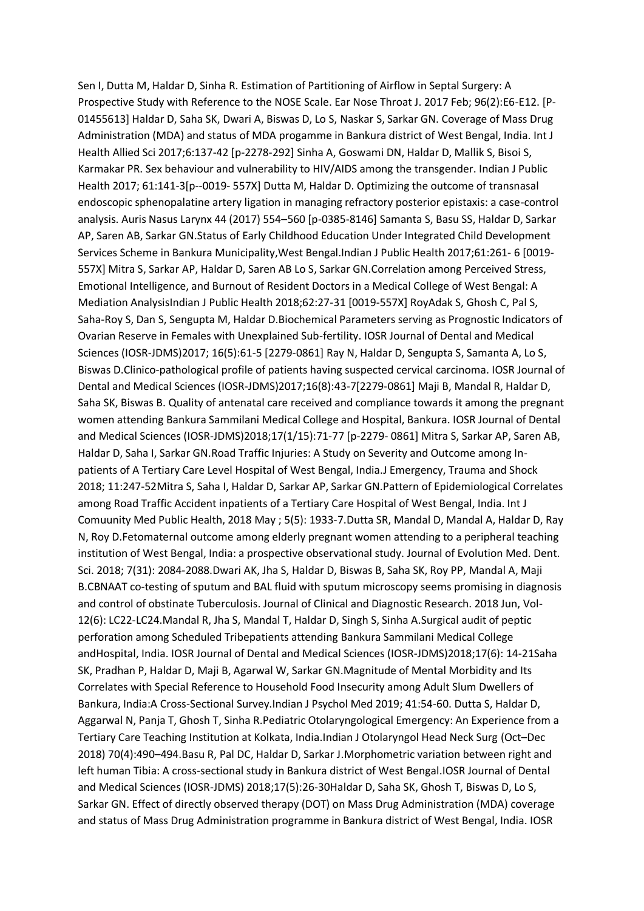Sen I, Dutta M, Haldar D, Sinha R. Estimation of Partitioning of Airflow in Septal Surgery: A Prospective Study with Reference to the NOSE Scale. Ear Nose Throat J. 2017 Feb; 96(2):E6-E12. [P-01455613] Haldar D, Saha SK, Dwari A, Biswas D, Lo S, Naskar S, Sarkar GN. Coverage of Mass Drug Administration (MDA) and status of MDA progamme in Bankura district of West Bengal, India. Int J Health Allied Sci 2017;6:137-42 [p-2278-292] Sinha A, Goswami DN, Haldar D, Mallik S, Bisoi S, Karmakar PR. Sex behaviour and vulnerability to HIV/AIDS among the transgender. Indian J Public Health 2017; 61:141-3[p--0019- 557X] Dutta M, Haldar D. Optimizing the outcome of transnasal endoscopic sphenopalatine artery ligation in managing refractory posterior epistaxis: a case-control analysis. Auris Nasus Larynx 44 (2017) 554–560 [p-0385-8146] Samanta S, Basu SS, Haldar D, Sarkar AP, Saren AB, Sarkar GN.Status of Early Childhood Education Under Integrated Child Development Services Scheme in Bankura Municipality,West Bengal.Indian J Public Health 2017;61:261- 6 [0019-557X] Mitra S, Sarkar AP, Haldar D, Saren AB Lo S, Sarkar GN.Correlation among Perceived Stress, Emotional Intelligence, and Burnout of Resident Doctors in a Medical College of West Bengal: A Mediation AnalysisIndian J Public Health 2018;62:27-31 [0019-557X] RoyAdak S, Ghosh C, Pal S, Saha-Roy S, Dan S, Sengupta M, Haldar D.Biochemical Parameters serving as Prognostic Indicators of Ovarian Reserve in Females with Unexplained Sub-fertility. IOSR Journal of Dental and Medical Sciences (IOSR-JDMS)2017; 16(5):61-5 [2279-0861] Ray N, Haldar D, Sengupta S, Samanta A, Lo S, Biswas D.Clinico-pathological profile of patients having suspected cervical carcinoma. IOSR Journal of Dental and Medical Sciences (IOSR-JDMS)2017;16(8):43-7[2279-0861] Maji B, Mandal R, Haldar D, Saha SK, Biswas B. Quality of antenatal care received and compliance towards it among the pregnant women attending Bankura Sammilani Medical College and Hospital, Bankura. IOSR Journal of Dental and Medical Sciences (IOSR-JDMS)2018;17(1/15):71-77 [p-2279- 0861] Mitra S, Sarkar AP, Saren AB, Haldar D, Saha I, Sarkar GN.Road Traffic Injuries: A Study on Severity and Outcome among In-patients of A Tertiary Care Level Hospital of West Bengal, India.J Emergency, Trauma and Shock 2018; 11:247-52Mitra S, Saha I, Haldar D, Sarkar AP, Sarkar GN.Pattern of Epidemiological Correlates among Road Traffic Accident inpatients of a Tertiary Care Hospital of West Bengal, India. Int J Comuunity Med Public Health, 2018 May ; 5(5): 1933-7.Dutta SR, Mandal D, Mandal A, Haldar D, Ray N, Roy D.Fetomaternal outcome among elderly pregnant women attending to a peripheral teaching institution of West Bengal, India: a prospective observational study. Journal of Evolution Med. Dent. Sci. 2018; 7(31): 2084-2088.Dwari AK, Jha S, Haldar D, Biswas B, Saha SK, Roy PP, Mandal A, Maji B.CBNAAT co-testing of sputum and BAL fluid with sputum microscopy seems promising in diagnosis and control of obstinate Tuberculosis. Journal of Clinical and Diagnostic Research. 2018 Jun, Vol-12(6): LC22-LC24.Mandal R, Jha S, Mandal T, Haldar D, Singh S, Sinha A.Surgical audit of peptic perforation among Scheduled Tribepatients attending Bankura Sammilani Medical College andHospital, India. IOSR Journal of Dental and Medical Sciences (IOSR-JDMS)2018;17(6): 14-21Saha SK, Pradhan P, Haldar D, Maji B, Agarwal W, Sarkar GN.Magnitude of Mental Morbidity and Its Correlates with Special Reference to Household Food Insecurity among Adult Slum Dwellers of Bankura, India:A Cross-Sectional Survey.Indian J Psychol Med 2019; 41:54-60. Dutta S, Haldar D, Aggarwal N, Panja T, Ghosh T, Sinha R.Pediatric Otolaryngological Emergency: An Experience from a Tertiary Care Teaching Institution at Kolkata, India.Indian J Otolaryngol Head Neck Surg (Oct–Dec 2018) 70(4):490–494.Basu R, Pal DC, Haldar D, Sarkar J.Morphometric variation between right and left human Tibia: A cross-sectional study in Bankura district of West Bengal.IOSR Journal of Dental and Medical Sciences (IOSR-JDMS) 2018;17(5):26-30Haldar D, Saha SK, Ghosh T, Biswas D, Lo S, Sarkar GN. Effect of directly observed therapy (DOT) on Mass Drug Administration (MDA) coverage and status of Mass Drug Administration programme in Bankura district of West Bengal, India. IOSR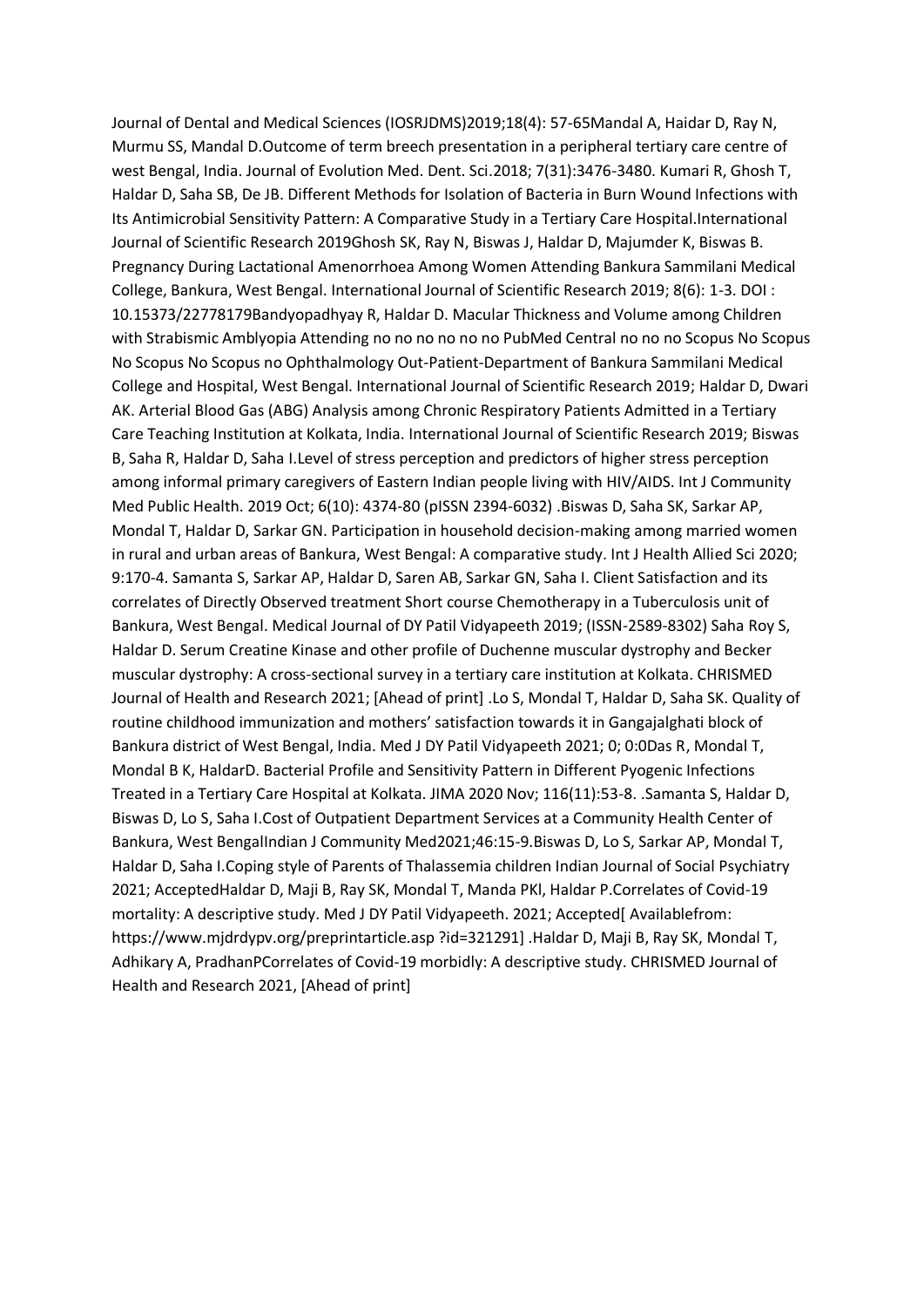Journal of Dental and Medical Sciences (IOSRJDMS)2019;18(4): 57-65Mandal A, Haidar D, Ray N, Murmu SS, Mandal D.Outcome of term breech presentation in a peripheral tertiary care centre of west Bengal, India. Journal of Evolution Med. Dent. Sci.2018; 7(31):3476-3480. Kumari R, Ghosh T, Haldar D, Saha SB, De JB. Different Methods for Isolation of Bacteria in Burn Wound Infections with Its Antimicrobial Sensitivity Pattern: A Comparative Study in a Tertiary Care Hospital.International Journal of Scientific Research 2019Ghosh SK, Ray N, Biswas J, Haldar D, Majumder K, Biswas B. Pregnancy During Lactational Amenorrhoea Among Women Attending Bankura Sammilani Medical College, Bankura, West Bengal. International Journal of Scientific Research 2019; 8(6): 1-3. DOI : 10.15373/22778179Bandyopadhyay R, Haldar D. Macular Thickness and Volume among Children with Strabismic Amblyopia Attending no no no no no no PubMed Central no no no Scopus No Scopus No Scopus No Scopus no Ophthalmology Out-Patient-Department of Bankura Sammilani Medical College and Hospital, West Bengal. International Journal of Scientific Research 2019; Haldar D, Dwari AK. Arterial Blood Gas (ABG) Analysis among Chronic Respiratory Patients Admitted in a Tertiary Care Teaching Institution at Kolkata, India. International Journal of Scientific Research 2019; Biswas B, Saha R, Haldar D, Saha I.Level of stress perception and predictors of higher stress perception among informal primary caregivers of Eastern Indian people living with HIV/AIDS. Int J Community Med Public Health. 2019 Oct; 6(10): 4374-80 (pISSN 2394-6032) .Biswas D, Saha SK, Sarkar AP, Mondal T, Haldar D, Sarkar GN. Participation in household decision-making among married women in rural and urban areas of Bankura, West Bengal: A comparative study. Int J Health Allied Sci 2020; 9:170-4. Samanta S, Sarkar AP, Haldar D, Saren AB, Sarkar GN, Saha I. Client Satisfaction and its correlates of Directly Observed treatment Short course Chemotherapy in a Tuberculosis unit of Bankura, West Bengal. Medical Journal of DY Patil Vidyapeeth 2019; (ISSN-2589-8302) Saha Roy S, Haldar D. Serum Creatine Kinase and other profile of Duchenne muscular dystrophy and Becker muscular dystrophy: A cross-sectional survey in a tertiary care institution at Kolkata. CHRISMED Journal of Health and Research 2021; [Ahead of print] .Lo S, Mondal T, Haldar D, Saha SK. Quality of routine childhood immunization and mothers' satisfaction towards it in Gangajalghati block of Bankura district of West Bengal, India. Med J DY Patil Vidyapeeth 2021; 0; 0:0Das R, Mondal T, Mondal B K, HaldarD. Bacterial Profile and Sensitivity Pattern in Different Pyogenic Infections Treated in a Tertiary Care Hospital at Kolkata. JIMA 2020 Nov; 116(11):53-8. .Samanta S, Haldar D, Biswas D, Lo S, Saha I.Cost of Outpatient Department Services at a Community Health Center of Bankura, West BengalIndian J Community Med2021;46:15-9.Biswas D, Lo S, Sarkar AP, Mondal T, Haldar D, Saha I.Coping style of Parents of Thalassemia children Indian Journal of Social Psychiatry 2021; AcceptedHaldar D, Maji B, Ray SK, Mondal T, Manda PKl, Haldar P.Correlates of Covid-19 mortality: A descriptive study. Med J DY Patil Vidyapeeth. 2021; Accepted[ Availablefrom: https://www.mjdrdypv.org/preprintarticle.asp ?id=321291] .Haldar D, Maji B, Ray SK, Mondal T, Adhikary A, PradhanPCorrelates of Covid-19 morbidly: A descriptive study. CHRISMED Journal of Health and Research 2021, [Ahead of print]